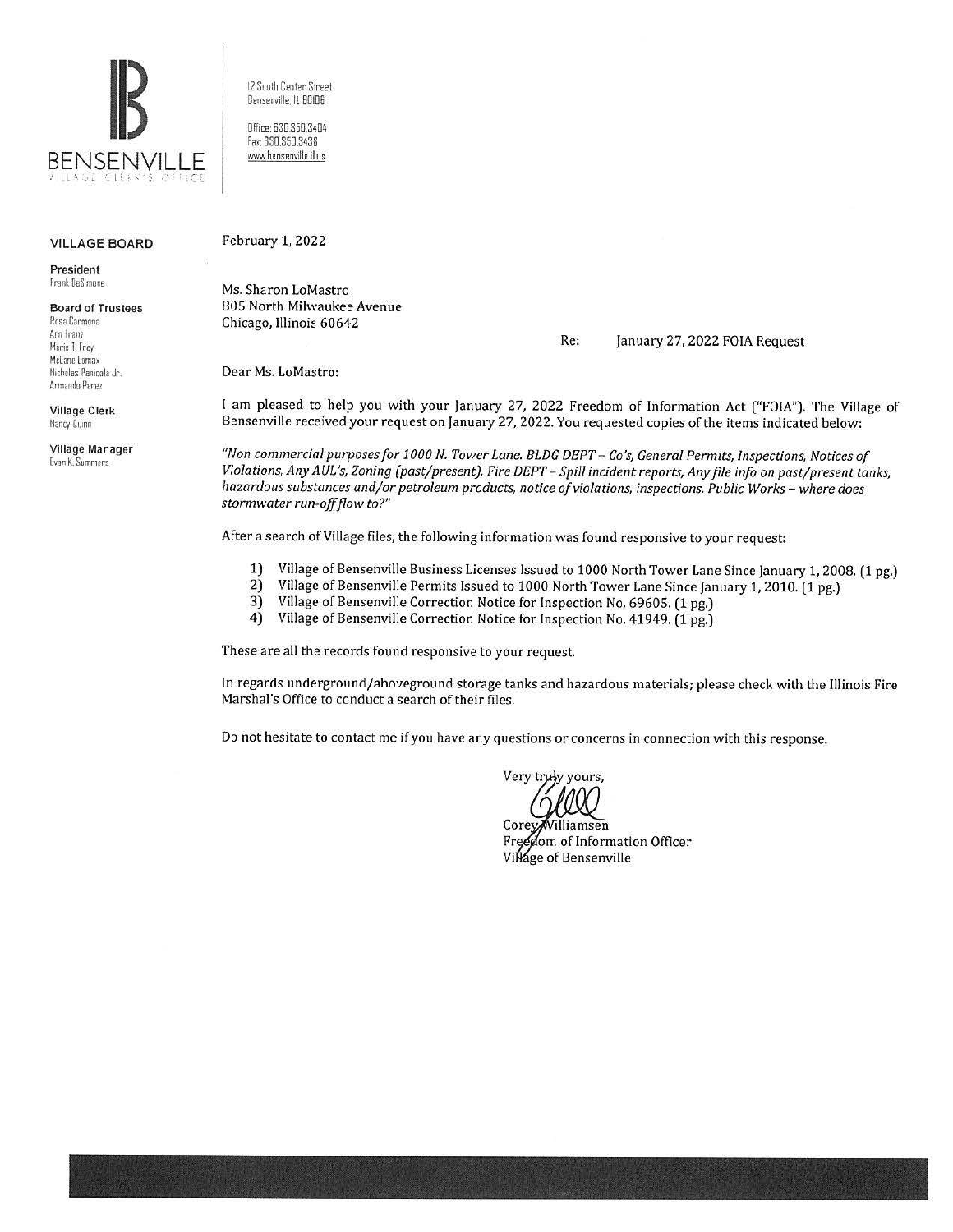BENSENVILLE

VILLAGE CLERK'S OFFICE

12 South Center Street
Bensenville, IL 60106

Office: 630.350.3404
Fax: 630.350.3438
www.bensenville.il.us

**VILLAGE BOARD**

**President**
Frank DeSimone

**Board of Trustees**
Rosa Carmona
Ann Franz
Marie T. Frey
McLane Lomax
Nicholas Panicola Jr.
Armando Perez

**Village Clerk**
Nancy Quinn

**Village Manager**
Evan K. Summers

February 1, 2022

Ms. Sharon LoMastro
805 North Milwaukee Avenue
Chicago, Illinois 60642

Re: January 27, 2022 FOIA Request

Dear Ms. LoMastro:

I am pleased to help you with your January 27, 2022 Freedom of Information Act ("FOIA"). The Village of Bensenville received your request on January 27, 2022. You requested copies of the items indicated below:

*"Non commercial purposes for 1000 N. Tower Lane. BLDG DEPT – Co's, General Permits, Inspections, Notices of Violations, Any AUL's, Zoning (past/present). Fire DEPT – Spill incident reports, Any file info on past/present tanks, hazardous substances and/or petroleum products, notice of violations, inspections. Public Works – where does stormwater run-off flow to?"*

After a search of Village files, the following information was found responsive to your request:

1) Village of Bensenville Business Licenses Issued to 1000 North Tower Lane Since January 1, 2008. (1 pg.)
2) Village of Bensenville Permits Issued to 1000 North Tower Lane Since January 1, 2010. (1 pg.)
3) Village of Bensenville Correction Notice for Inspection No. 69605. (1 pg.)
4) Village of Bensenville Correction Notice for Inspection No. 41949. (1 pg.)

These are all the records found responsive to your request.

In regards underground/aboveground storage tanks and hazardous materials; please check with the Illinois Fire Marshal's Office to conduct a search of their files.

Do not hesitate to contact me if you have any questions or concerns in connection with this response.

Very truly yours,

Corey Williamsen
Freedom of Information Officer
Village of Bensenville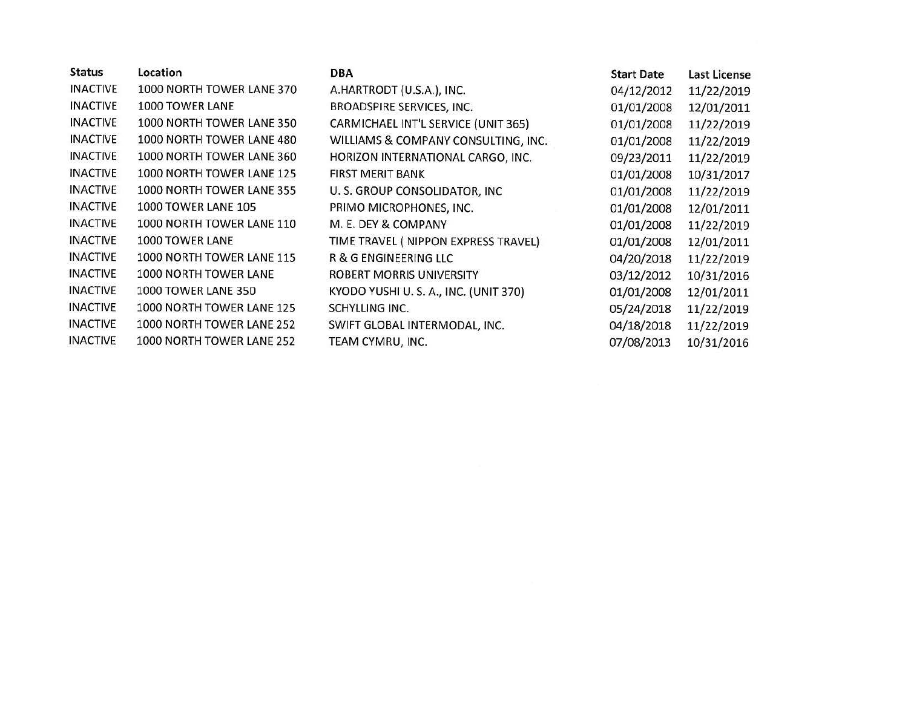| Status | Location | DBA | Start Date | Last License |
|---|---|---|---|---|
| INACTIVE | 1000 NORTH TOWER LANE 370 | A.HARTRODT (U.S.A.), INC. | 04/12/2012 | 11/22/2019 |
| INACTIVE | 1000 TOWER LANE | BROADSPIRE SERVICES, INC. | 01/01/2008 | 12/01/2011 |
| INACTIVE | 1000 NORTH TOWER LANE 350 | CARMICHAEL INT'L SERVICE (UNIT 365) | 01/01/2008 | 11/22/2019 |
| INACTIVE | 1000 NORTH TOWER LANE 480 | WILLIAMS & COMPANY CONSULTING, INC. | 01/01/2008 | 11/22/2019 |
| INACTIVE | 1000 NORTH TOWER LANE 360 | HORIZON INTERNATIONAL CARGO, INC. | 09/23/2011 | 11/22/2019 |
| INACTIVE | 1000 NORTH TOWER LANE 125 | FIRST MERIT BANK | 01/01/2008 | 10/31/2017 |
| INACTIVE | 1000 NORTH TOWER LANE 355 | U. S. GROUP CONSOLIDATOR, INC | 01/01/2008 | 11/22/2019 |
| INACTIVE | 1000 TOWER LANE 105 | PRIMO MICROPHONES, INC. | 01/01/2008 | 12/01/2011 |
| INACTIVE | 1000 NORTH TOWER LANE 110 | M. E. DEY & COMPANY | 01/01/2008 | 11/22/2019 |
| INACTIVE | 1000 TOWER LANE | TIME TRAVEL ( NIPPON EXPRESS TRAVEL) | 01/01/2008 | 12/01/2011 |
| INACTIVE | 1000 NORTH TOWER LANE 115 | R & G ENGINEERING LLC | 04/20/2018 | 11/22/2019 |
| INACTIVE | 1000 NORTH TOWER LANE | ROBERT MORRIS UNIVERSITY | 03/12/2012 | 10/31/2016 |
| INACTIVE | 1000 TOWER LANE 350 | KYODO YUSHI U. S. A., INC. (UNIT 370) | 01/01/2008 | 12/01/2011 |
| INACTIVE | 1000 NORTH TOWER LANE 125 | SCHYLLING INC. | 05/24/2018 | 11/22/2019 |
| INACTIVE | 1000 NORTH TOWER LANE 252 | SWIFT GLOBAL INTERMODAL, INC. | 04/18/2018 | 11/22/2019 |
| INACTIVE | 1000 NORTH TOWER LANE 252 | TEAM CYMRU, INC. | 07/08/2013 | 10/31/2016 |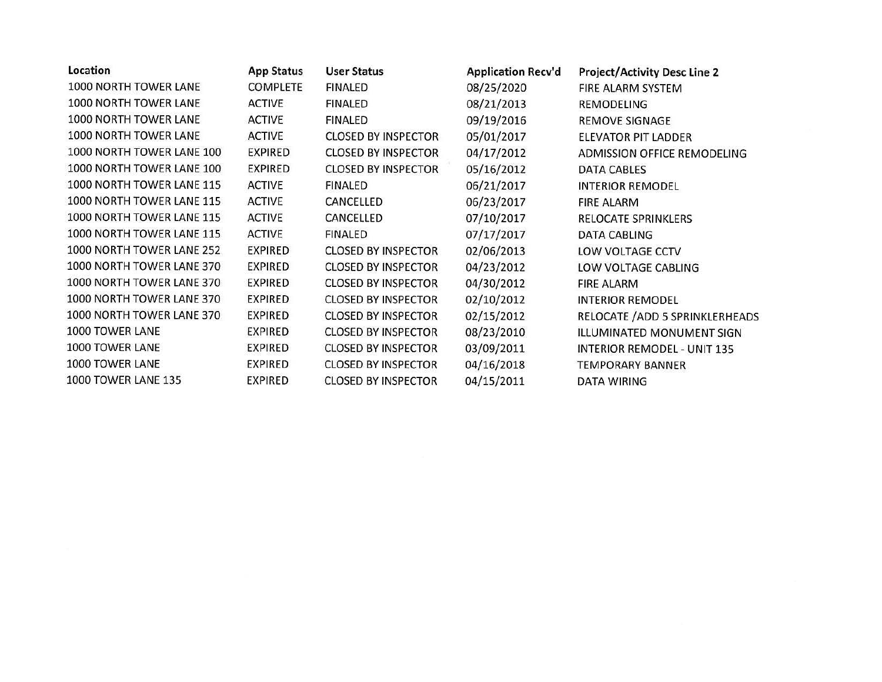| Location | App Status | User Status | Application Recv'd | Project/Activity Desc Line 2 |
| --- | --- | --- | --- | --- |
| 1000 NORTH TOWER LANE | COMPLETE | FINALED | 08/25/2020 | FIRE ALARM SYSTEM |
| 1000 NORTH TOWER LANE | ACTIVE | FINALED | 08/21/2013 | REMODELING |
| 1000 NORTH TOWER LANE | ACTIVE | FINALED | 09/19/2016 | REMOVE SIGNAGE |
| 1000 NORTH TOWER LANE | ACTIVE | CLOSED BY INSPECTOR | 05/01/2017 | ELEVATOR PIT LADDER |
| 1000 NORTH TOWER LANE 100 | EXPIRED | CLOSED BY INSPECTOR | 04/17/2012 | ADMISSION OFFICE REMODELING |
| 1000 NORTH TOWER LANE 100 | EXPIRED | CLOSED BY INSPECTOR | 05/16/2012 | DATA CABLES |
| 1000 NORTH TOWER LANE 115 | ACTIVE | FINALED | 06/21/2017 | INTERIOR REMODEL |
| 1000 NORTH TOWER LANE 115 | ACTIVE | CANCELLED | 06/23/2017 | FIRE ALARM |
| 1000 NORTH TOWER LANE 115 | ACTIVE | CANCELLED | 07/10/2017 | RELOCATE SPRINKLERS |
| 1000 NORTH TOWER LANE 115 | ACTIVE | FINALED | 07/17/2017 | DATA CABLING |
| 1000 NORTH TOWER LANE 252 | EXPIRED | CLOSED BY INSPECTOR | 02/06/2013 | LOW VOLTAGE CCTV |
| 1000 NORTH TOWER LANE 370 | EXPIRED | CLOSED BY INSPECTOR | 04/23/2012 | LOW VOLTAGE CABLING |
| 1000 NORTH TOWER LANE 370 | EXPIRED | CLOSED BY INSPECTOR | 04/30/2012 | FIRE ALARM |
| 1000 NORTH TOWER LANE 370 | EXPIRED | CLOSED BY INSPECTOR | 02/10/2012 | INTERIOR REMODEL |
| 1000 NORTH TOWER LANE 370 | EXPIRED | CLOSED BY INSPECTOR | 02/15/2012 | RELOCATE /ADD 5 SPRINKLERHEADS |
| 1000 TOWER LANE | EXPIRED | CLOSED BY INSPECTOR | 08/23/2010 | ILLUMINATED MONUMENT SIGN |
| 1000 TOWER LANE | EXPIRED | CLOSED BY INSPECTOR | 03/09/2011 | INTERIOR REMODEL - UNIT 135 |
| 1000 TOWER LANE | EXPIRED | CLOSED BY INSPECTOR | 04/16/2018 | TEMPORARY BANNER |
| 1000 TOWER LANE 135 | EXPIRED | CLOSED BY INSPECTOR | 04/15/2011 | DATA WIRING |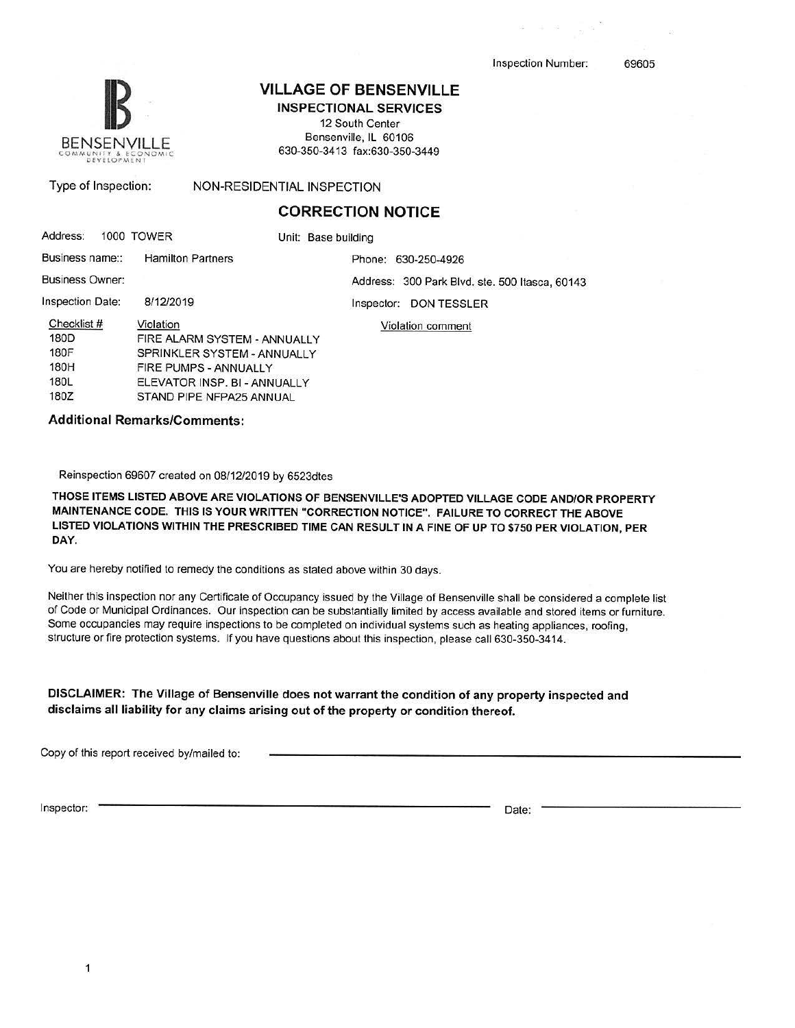Inspection Number: 69605

BENSENVILLE
COMMUNITY & ECONOMIC DEVELOPMENT

# VILLAGE OF BENSENVILLE

**INSPECTIONAL SERVICES**

12 South Center
Bensenville, IL 60106
630-350-3413 fax:630-350-3449

Type of Inspection: NON-RESIDENTIAL INSPECTION

## CORRECTION NOTICE

Address: 1000 TOWER

Unit: Base building

Business name:: Hamilton Partners

Phone: 630-250-4926

Business Owner:

Address: 300 Park Blvd. ste. 500 Itasca, 60143

Inspection Date: 8/12/2019

Inspector: DON TESSLER

| Checklist # | Violation | Violation comment |
|---|---|---|
| 180D | FIRE ALARM SYSTEM - ANNUALLY | |
| 180F | SPRINKLER SYSTEM - ANNUALLY | |
| 180H | FIRE PUMPS - ANNUALLY | |
| 180L | ELEVATOR INSP. BI - ANNUALLY | |
| 180Z | STAND PIPE NFPA25 ANNUAL | |

**Additional Remarks/Comments:**

Reinspection 69607 created on 08/12/2019 by 6523dtes

**THOSE ITEMS LISTED ABOVE ARE VIOLATIONS OF BENSENVILLE'S ADOPTED VILLAGE CODE AND/OR PROPERTY MAINTENANCE CODE. THIS IS YOUR WRITTEN "CORRECTION NOTICE". FAILURE TO CORRECT THE ABOVE LISTED VIOLATIONS WITHIN THE PRESCRIBED TIME CAN RESULT IN A FINE OF UP TO $750 PER VIOLATION, PER DAY.**

You are hereby notified to remedy the conditions as stated above within 30 days.

Neither this inspection nor any Certificate of Occupancy issued by the Village of Bensenville shall be considered a complete list of Code or Municipal Ordinances. Our inspection can be substantially limited by access available and stored items or furniture. Some occupancies may require inspections to be completed on individual systems such as heating appliances, roofing, structure or fire protection systems. If you have questions about this inspection, please call 630-350-3414.

**DISCLAIMER: The Village of Bensenville does not warrant the condition of any property inspected and disclaims all liability for any claims arising out of the property or condition thereof.**

Copy of this report received by/mailed to: ______________________________

Inspector: ______________________________ Date: ______________________________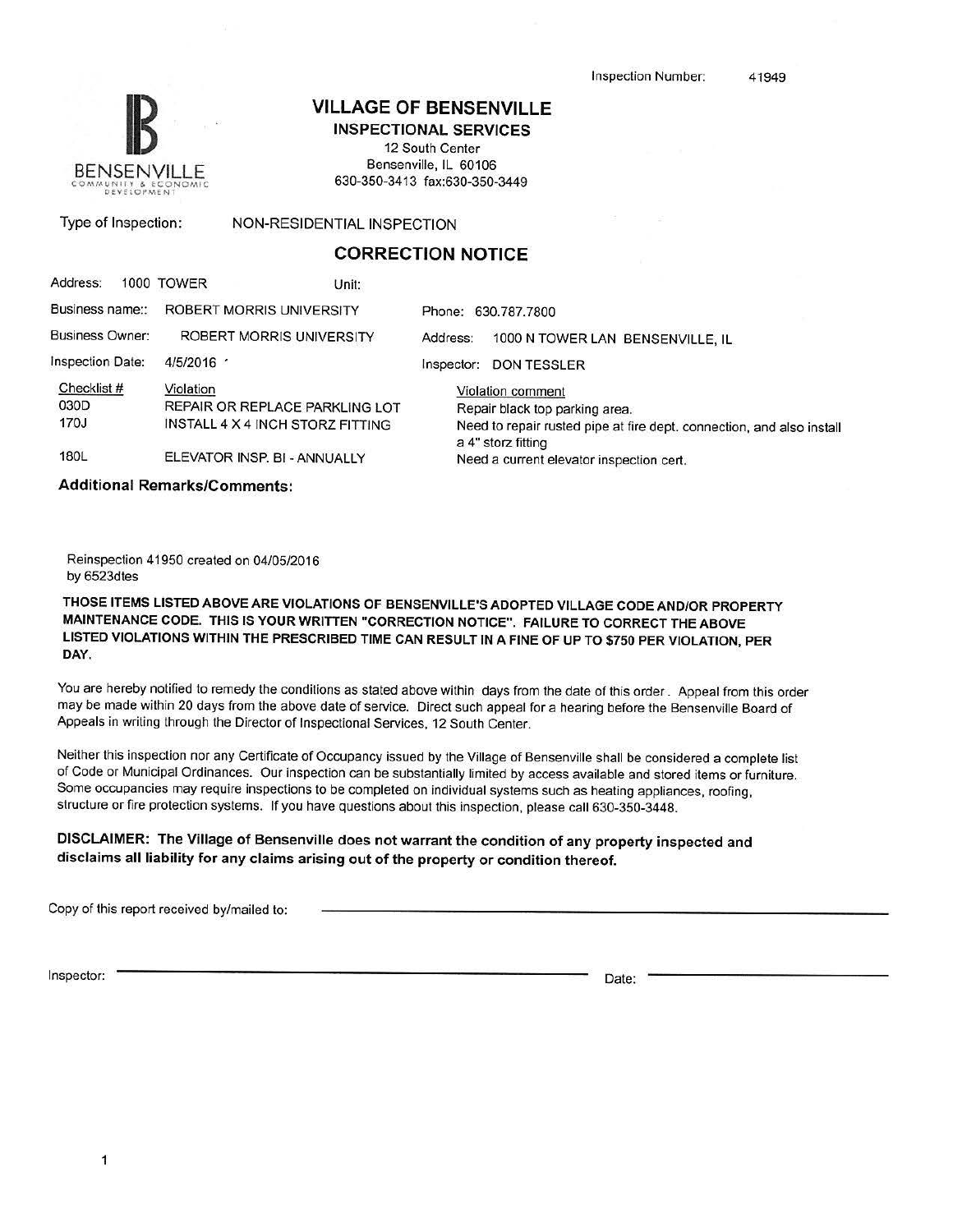Inspection Number: 41949

BENSENVILLE
COMMUNITY & ECONOMIC DEVELOPMENT

# VILLAGE OF BENSENVILLE

**INSPECTIONAL SERVICES**

12 South Center
Bensenville, IL 60106
630-350-3413 fax:630-350-3449

Type of Inspection: NON-RESIDENTIAL INSPECTION

## CORRECTION NOTICE

Address: 1000 TOWER Unit:

Business name:: ROBERT MORRIS UNIVERSITY Phone: 630.787.7800

Business Owner: ROBERT MORRIS UNIVERSITY Address: 1000 N TOWER LAN BENSENVILLE, IL

Inspection Date: 4/5/2016 Inspector: DON TESSLER

| Checklist # | Violation | Violation comment |
|---|---|---|
| 030D | REPAIR OR REPLACE PARKLING LOT | Repair black top parking area. |
| 170J | INSTALL 4 X 4 INCH STORZ FITTING | Need to repair rusted pipe at fire dept. connection, and also install a 4" storz fitting |
| 180L | ELEVATOR INSP. BI - ANNUALLY | Need a current elevator inspection cert. |

**Additional Remarks/Comments:**

Reinspection 41950 created on 04/05/2016
by 6523dtes

**THOSE ITEMS LISTED ABOVE ARE VIOLATIONS OF BENSENVILLE'S ADOPTED VILLAGE CODE AND/OR PROPERTY MAINTENANCE CODE. THIS IS YOUR WRITTEN "CORRECTION NOTICE". FAILURE TO CORRECT THE ABOVE LISTED VIOLATIONS WITHIN THE PRESCRIBED TIME CAN RESULT IN A FINE OF UP TO $750 PER VIOLATION, PER DAY.**

You are hereby notified to remedy the conditions as stated above within days from the date of this order. Appeal from this order may be made within 20 days from the above date of service. Direct such appeal for a hearing before the Bensenville Board of Appeals in writing through the Director of Inspectional Services, 12 South Center.

Neither this inspection nor any Certificate of Occupancy issued by the Village of Bensenville shall be considered a complete list of Code or Municipal Ordinances. Our inspection can be substantially limited by access available and stored items or furniture. Some occupancies may require inspections to be completed on individual systems such as heating appliances, roofing, structure or fire protection systems. If you have questions about this inspection, please call 630-350-3448.

**DISCLAIMER: The Village of Bensenville does not warrant the condition of any property inspected and disclaims all liability for any claims arising out of the property or condition thereof.**

Copy of this report received by/mailed to: ______________________________

Inspector: ______________________________ Date: ______________________________